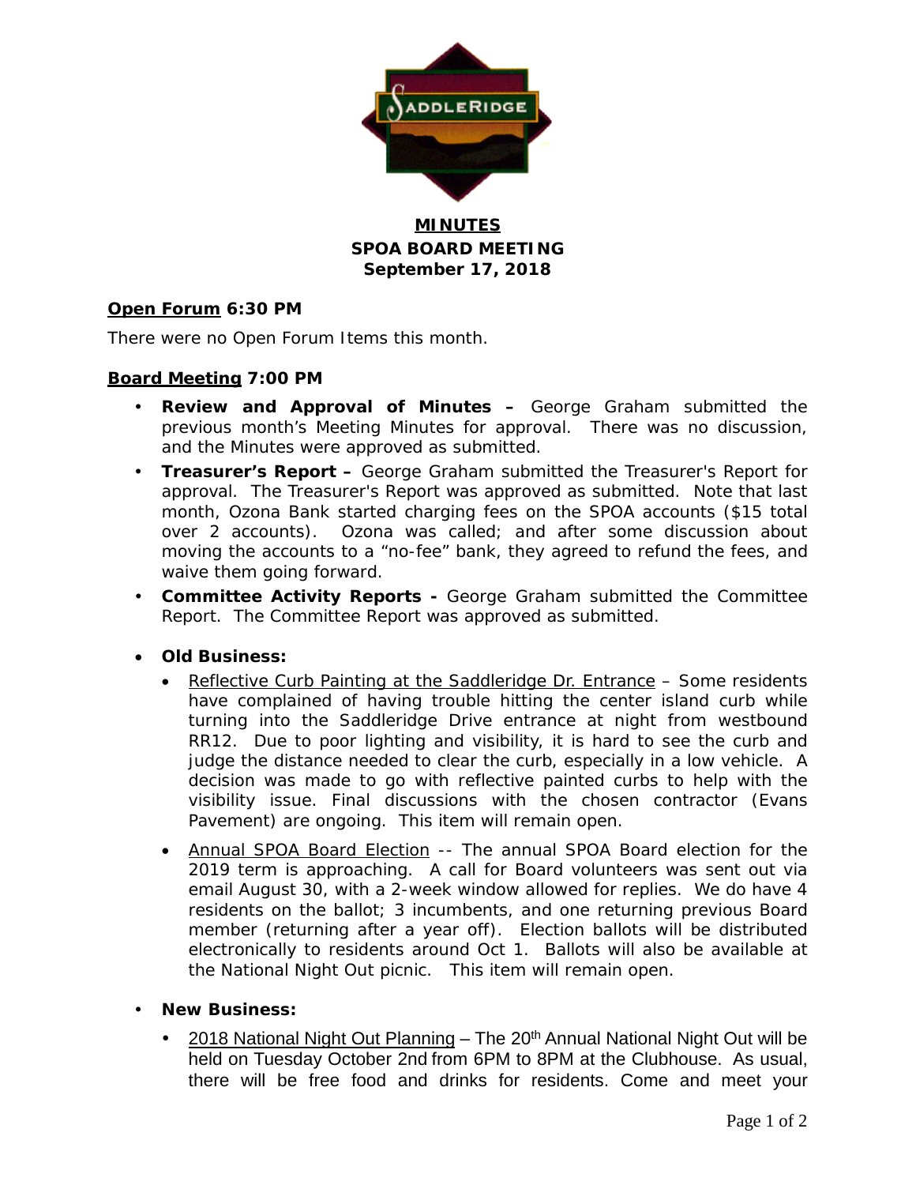# MINUTES
## SPOA BOARD MEETING
## September 17, 2018

**Open Forum 6:30 PM**

There were no Open Forum Items this month.

**Board Meeting 7:00 PM**

- **Review and Approval of Minutes –** George Graham submitted the previous month's Meeting Minutes for approval. There was no discussion, and the Minutes were approved as submitted.
- **Treasurer's Report –** George Graham submitted the Treasurer's Report for approval. The Treasurer's Report was approved as submitted. Note that last month, Ozona Bank started charging fees on the SPOA accounts ($15 total over 2 accounts). Ozona was called; and after some discussion about moving the accounts to a "no-fee" bank, they agreed to refund the fees, and waive them going forward.
- **Committee Activity Reports -** George Graham submitted the Committee Report. The Committee Report was approved as submitted.
- **Old Business:**
  - Reflective Curb Painting at the Saddleridge Dr. Entrance – Some residents have complained of having trouble hitting the center island curb while turning into the Saddleridge Drive entrance at night from westbound RR12. Due to poor lighting and visibility, it is hard to see the curb and judge the distance needed to clear the curb, especially in a low vehicle. A decision was made to go with reflective painted curbs to help with the visibility issue. Final discussions with the chosen contractor (Evans Pavement) are ongoing. This item will remain open.
  - Annual SPOA Board Election -- The annual SPOA Board election for the 2019 term is approaching. A call for Board volunteers was sent out via email August 30, with a 2-week window allowed for replies. We do have 4 residents on the ballot; 3 incumbents, and one returning previous Board member (returning after a year off). Election ballots will be distributed electronically to residents around Oct 1. Ballots will also be available at the National Night Out picnic. This item will remain open.
- **New Business:**
  - 2018 National Night Out Planning – The 20th Annual National Night Out will be held on Tuesday October 2nd from 6PM to 8PM at the Clubhouse. As usual, there will be free food and drinks for residents. Come and meet your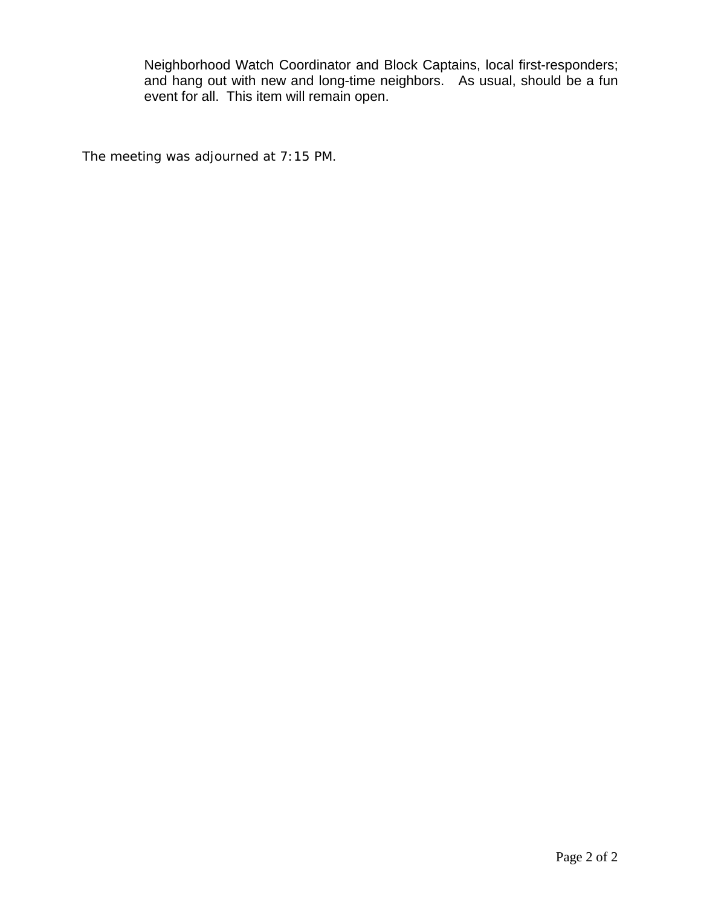Neighborhood Watch Coordinator and Block Captains, local first-responders; and hang out with new and long-time neighbors. As usual, should be a fun event for all. This item will remain open.

The meeting was adjourned at 7:15 PM.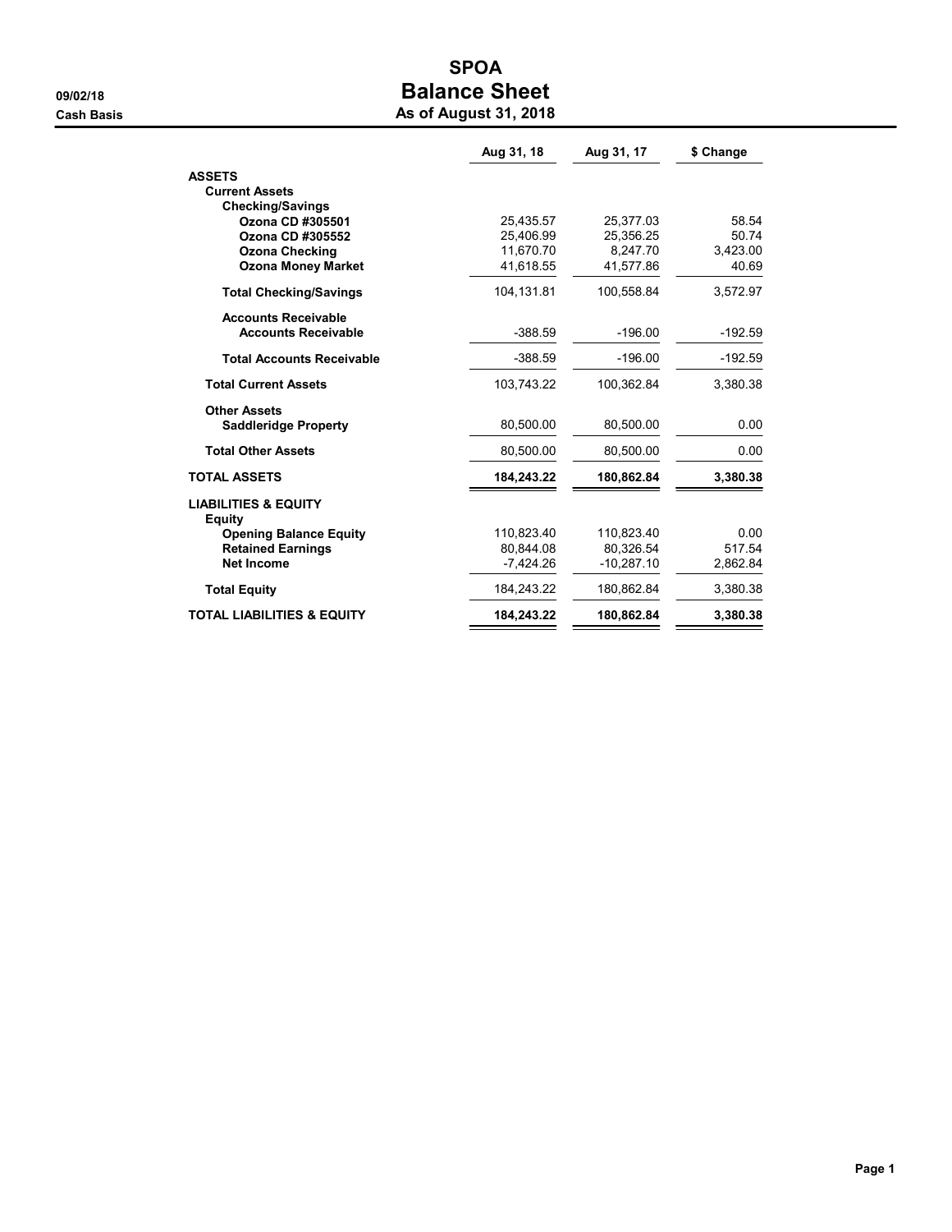# SPOA

## Balance Sheet

### As of August 31, 2018

09/02/18

Cash Basis

| | Aug 31, 18 | Aug 31, 17 | $ Change |
|---|---|---|---|
| **ASSETS** | | | |
| **Current Assets** | | | |
| **Checking/Savings** | | | |
| **Ozona CD #305501** | 25,435.57 | 25,377.03 | 58.54 |
| **Ozona CD #305552** | 25,406.99 | 25,356.25 | 50.74 |
| **Ozona Checking** | 11,670.70 | 8,247.70 | 3,423.00 |
| **Ozona Money Market** | 41,618.55 | 41,577.86 | 40.69 |
| **Total Checking/Savings** | 104,131.81 | 100,558.84 | 3,572.97 |
| **Accounts Receivable** | | | |
| **Accounts Receivable** | -388.59 | -196.00 | -192.59 |
| **Total Accounts Receivable** | -388.59 | -196.00 | -192.59 |
| **Total Current Assets** | 103,743.22 | 100,362.84 | 3,380.38 |
| **Other Assets** | | | |
| **Saddleridge Property** | 80,500.00 | 80,500.00 | 0.00 |
| **Total Other Assets** | 80,500.00 | 80,500.00 | 0.00 |
| **TOTAL ASSETS** | **184,243.22** | **180,862.84** | **3,380.38** |
| **LIABILITIES & EQUITY** | | | |
| **Equity** | | | |
| **Opening Balance Equity** | 110,823.40 | 110,823.40 | 0.00 |
| **Retained Earnings** | 80,844.08 | 80,326.54 | 517.54 |
| **Net Income** | -7,424.26 | -10,287.10 | 2,862.84 |
| **Total Equity** | 184,243.22 | 180,862.84 | 3,380.38 |
| **TOTAL LIABILITIES & EQUITY** | **184,243.22** | **180,862.84** | **3,380.38** |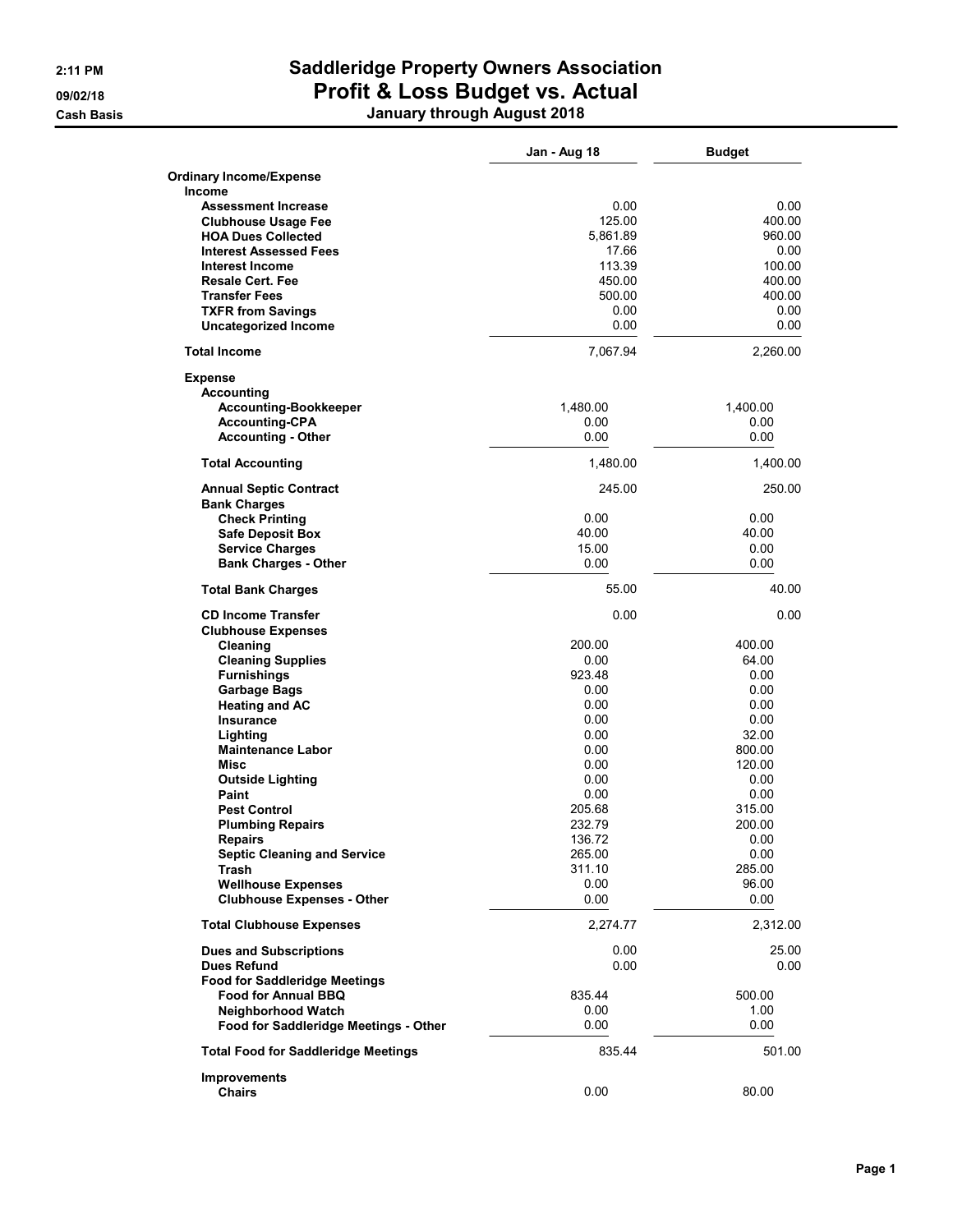# Saddleridge Property Owners Association

## Profit & Loss Budget vs. Actual

### January through August 2018

2:11 PM
09/02/18
Cash Basis

| | Jan - Aug 18 | Budget |
|---|---|---|
| **Ordinary Income/Expense** | | |
| **Income** | | |
| **Assessment Increase** | 0.00 | 0.00 |
| **Clubhouse Usage Fee** | 125.00 | 400.00 |
| **HOA Dues Collected** | 5,861.89 | 960.00 |
| **Interest Assessed Fees** | 17.66 | 0.00 |
| **Interest Income** | 113.39 | 100.00 |
| **Resale Cert. Fee** | 450.00 | 400.00 |
| **Transfer Fees** | 500.00 | 400.00 |
| **TXFR from Savings** | 0.00 | 0.00 |
| **Uncategorized Income** | 0.00 | 0.00 |
| **Total Income** | 7,067.94 | 2,260.00 |
| **Expense** | | |
| **Accounting** | | |
| **Accounting-Bookkeeper** | 1,480.00 | 1,400.00 |
| **Accounting-CPA** | 0.00 | 0.00 |
| **Accounting - Other** | 0.00 | 0.00 |
| **Total Accounting** | 1,480.00 | 1,400.00 |
| **Annual Septic Contract** | 245.00 | 250.00 |
| **Bank Charges** | | |
| **Check Printing** | 0.00 | 0.00 |
| **Safe Deposit Box** | 40.00 | 40.00 |
| **Service Charges** | 15.00 | 0.00 |
| **Bank Charges - Other** | 0.00 | 0.00 |
| **Total Bank Charges** | 55.00 | 40.00 |
| **CD Income Transfer** | 0.00 | 0.00 |
| **Clubhouse Expenses** | | |
| **Cleaning** | 200.00 | 400.00 |
| **Cleaning Supplies** | 0.00 | 64.00 |
| **Furnishings** | 923.48 | 0.00 |
| **Garbage Bags** | 0.00 | 0.00 |
| **Heating and AC** | 0.00 | 0.00 |
| **Insurance** | 0.00 | 0.00 |
| **Lighting** | 0.00 | 32.00 |
| **Maintenance Labor** | 0.00 | 800.00 |
| **Misc** | 0.00 | 120.00 |
| **Outside Lighting** | 0.00 | 0.00 |
| **Paint** | 0.00 | 0.00 |
| **Pest Control** | 205.68 | 315.00 |
| **Plumbing Repairs** | 232.79 | 200.00 |
| **Repairs** | 136.72 | 0.00 |
| **Septic Cleaning and Service** | 265.00 | 0.00 |
| **Trash** | 311.10 | 285.00 |
| **Wellhouse Expenses** | 0.00 | 96.00 |
| **Clubhouse Expenses - Other** | 0.00 | 0.00 |
| **Total Clubhouse Expenses** | 2,274.77 | 2,312.00 |
| **Dues and Subscriptions** | 0.00 | 25.00 |
| **Dues Refund** | 0.00 | 0.00 |
| **Food for Saddleridge Meetings** | | |
| **Food for Annual BBQ** | 835.44 | 500.00 |
| **Neighborhood Watch** | 0.00 | 1.00 |
| **Food for Saddleridge Meetings - Other** | 0.00 | 0.00 |
| **Total Food for Saddleridge Meetings** | 835.44 | 501.00 |
| **Improvements** | | |
| **Chairs** | 0.00 | 80.00 |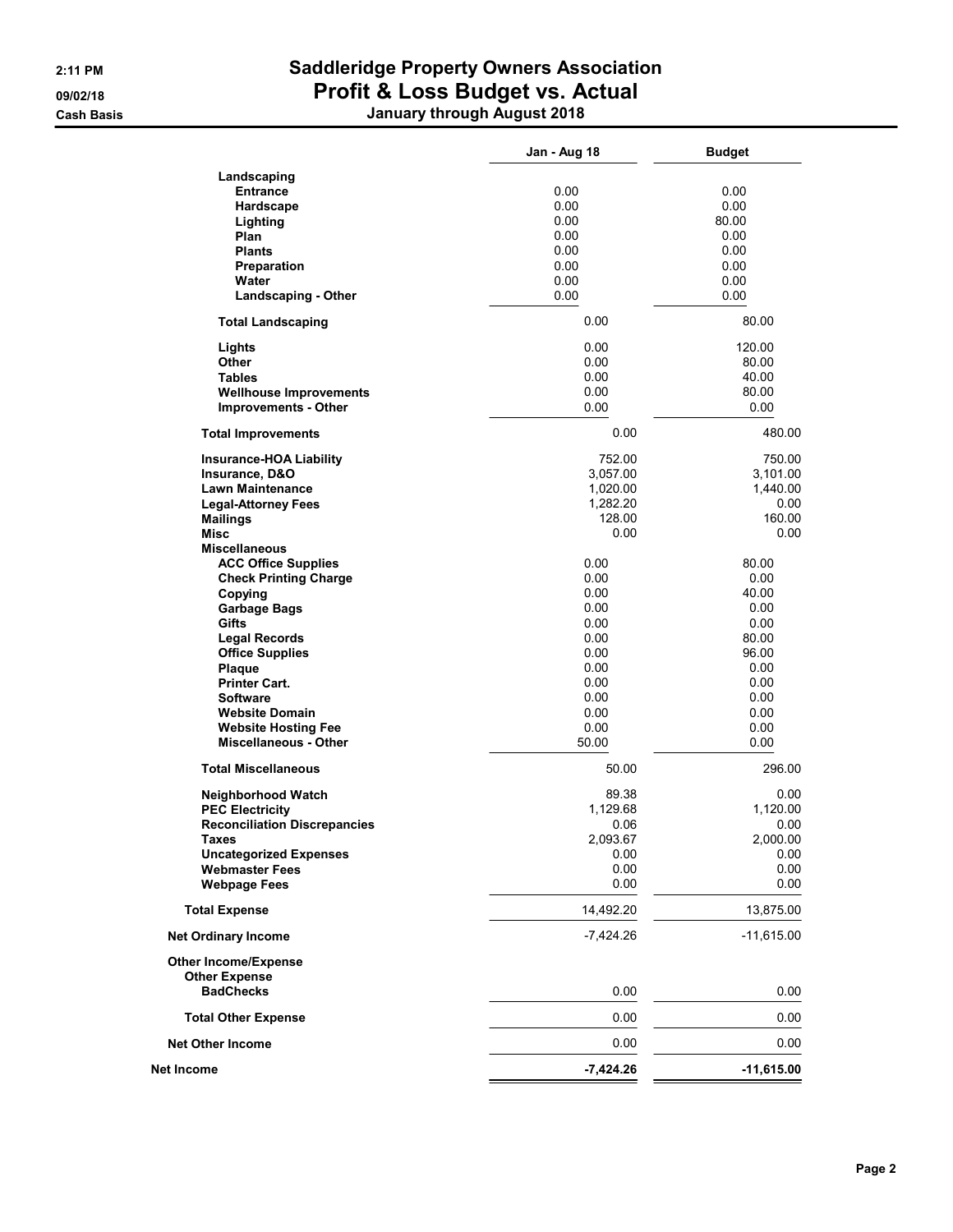# Saddleridge Property Owners Association

## Profit & Loss Budget vs. Actual

### January through August 2018

2:11 PM
09/02/18
Cash Basis

| | Jan - Aug 18 | Budget |
|---|---|---|
| **Landscaping** | | |
| **Entrance** | 0.00 | 0.00 |
| **Hardscape** | 0.00 | 0.00 |
| **Lighting** | 0.00 | 80.00 |
| **Plan** | 0.00 | 0.00 |
| **Plants** | 0.00 | 0.00 |
| **Preparation** | 0.00 | 0.00 |
| **Water** | 0.00 | 0.00 |
| **Landscaping - Other** | 0.00 | 0.00 |
| **Total Landscaping** | 0.00 | 80.00 |
| **Lights** | 0.00 | 120.00 |
| **Other** | 0.00 | 80.00 |
| **Tables** | 0.00 | 40.00 |
| **Wellhouse Improvements** | 0.00 | 80.00 |
| **Improvements - Other** | 0.00 | 0.00 |
| **Total Improvements** | 0.00 | 480.00 |
| **Insurance-HOA Liability** | 752.00 | 750.00 |
| **Insurance, D&O** | 3,057.00 | 3,101.00 |
| **Lawn Maintenance** | 1,020.00 | 1,440.00 |
| **Legal-Attorney Fees** | 1,282.20 | 0.00 |
| **Mailings** | 128.00 | 160.00 |
| **Misc** | 0.00 | 0.00 |
| **Miscellaneous** | | |
| **ACC Office Supplies** | 0.00 | 80.00 |
| **Check Printing Charge** | 0.00 | 0.00 |
| **Copying** | 0.00 | 40.00 |
| **Garbage Bags** | 0.00 | 0.00 |
| **Gifts** | 0.00 | 0.00 |
| **Legal Records** | 0.00 | 80.00 |
| **Office Supplies** | 0.00 | 96.00 |
| **Plaque** | 0.00 | 0.00 |
| **Printer Cart.** | 0.00 | 0.00 |
| **Software** | 0.00 | 0.00 |
| **Website Domain** | 0.00 | 0.00 |
| **Website Hosting Fee** | 0.00 | 0.00 |
| **Miscellaneous - Other** | 50.00 | 0.00 |
| **Total Miscellaneous** | 50.00 | 296.00 |
| **Neighborhood Watch** | 89.38 | 0.00 |
| **PEC Electricity** | 1,129.68 | 1,120.00 |
| **Reconciliation Discrepancies** | 0.06 | 0.00 |
| **Taxes** | 2,093.67 | 2,000.00 |
| **Uncategorized Expenses** | 0.00 | 0.00 |
| **Webmaster Fees** | 0.00 | 0.00 |
| **Webpage Fees** | 0.00 | 0.00 |
| **Total Expense** | 14,492.20 | 13,875.00 |
| **Net Ordinary Income** | -7,424.26 | -11,615.00 |
| **Other Income/Expense** | | |
| **Other Expense** | | |
| **BadChecks** | 0.00 | 0.00 |
| **Total Other Expense** | 0.00 | 0.00 |
| **Net Other Income** | 0.00 | 0.00 |
| **Net Income** | **-7,424.26** | **-11,615.00** |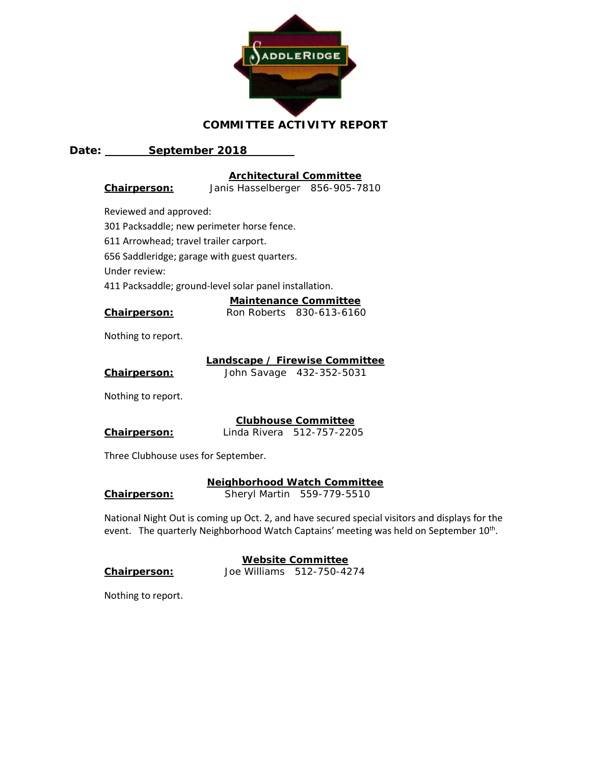# COMMITTEE ACTIVITY REPORT

**Date: September 2018**

## Architectural Committee

**Chairperson:** Janis Hasselberger 856-905-7810

Reviewed and approved:

301 Packsaddle; new perimeter horse fence.

611 Arrowhead; travel trailer carport.

656 Saddleridge; garage with guest quarters.

Under review:

411 Packsaddle; ground-level solar panel installation.

## Maintenance Committee

**Chairperson:** Ron Roberts 830-613-6160

Nothing to report.

## Landscape / Firewise Committee

**Chairperson:** John Savage 432-352-5031

Nothing to report.

## Clubhouse Committee

**Chairperson:** Linda Rivera 512-757-2205

Three Clubhouse uses for September.

## Neighborhood Watch Committee

**Chairperson:** Sheryl Martin 559-779-5510

National Night Out is coming up Oct. 2, and have secured special visitors and displays for the event. The quarterly Neighborhood Watch Captains' meeting was held on September 10th.

## Website Committee

**Chairperson:** Joe Williams 512-750-4274

Nothing to report.